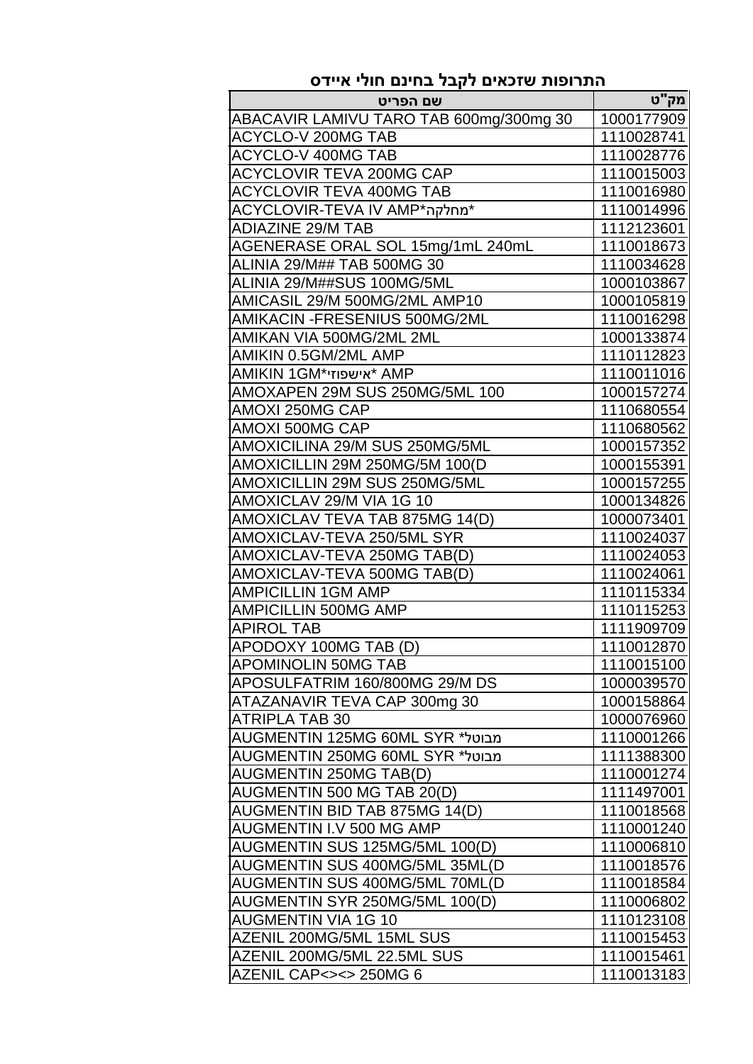## התרופות שזכאים לקבל בחינם חולי איידס

| מק"ט | שם הפריט |
|---|---|
| 1000177909 | ABACAVIR LAMIVU TARO TAB 600mg/300mg 30 |
| 1110028741 | ACYCLO-V 200MG TAB |
| 1110028776 | ACYCLO-V 400MG TAB |
| 1110015003 | ACYCLOVIR TEVA 200MG CAP |
| 1110016980 | ACYCLOVIR TEVA 400MG TAB |
| 1110014996 | ACYCLOVIR-TEVA IV AMP*מחלקה* |
| 1112123601 | ADIAZINE 29/M TAB |
| 1110018673 | AGENERASE ORAL SOL 15mg/1mL 240mL |
| 1110034628 | ALINIA 29/M## TAB 500MG 30 |
| 1000103867 | ALINIA 29/M##SUS 100MG/5ML |
| 1000105819 | AMICASIL 29/M 500MG/2ML AMP10 |
| 1110016298 | AMIKACIN -FRESENIUS 500MG/2ML |
| 1000133874 | AMIKAN VIA 500MG/2ML 2ML |
| 1110112823 | AMIKIN 0.5GM/2ML AMP |
| 1110011016 | AMIKIN 1GM*אישפוזי* AMP |
| 1000157274 | AMOXAPEN 29M SUS 250MG/5ML 100 |
| 1110680554 | AMOXI 250MG CAP |
| 1110680562 | AMOXI 500MG CAP |
| 1000157352 | AMOXICILINA 29/M SUS 250MG/5ML |
| 1000155391 | AMOXICILLIN 29M 250MG/5M 100(D |
| 1000157255 | AMOXICILLIN 29M SUS 250MG/5ML |
| 1000134826 | AMOXICLAV 29/M VIA 1G 10 |
| 1000073401 | AMOXICLAV TEVA TAB 875MG 14(D) |
| 1110024037 | AMOXICLAV-TEVA 250/5ML SYR |
| 1110024053 | AMOXICLAV-TEVA 250MG TAB(D) |
| 1110024061 | AMOXICLAV-TEVA 500MG TAB(D) |
| 1110115334 | AMPICILLIN 1GM AMP |
| 1110115253 | AMPICILLIN 500MG AMP |
| 1111909709 | APIROL TAB |
| 1110012870 | APODOXY 100MG TAB (D) |
| 1110015100 | APOMINOLIN 50MG TAB |
| 1000039570 | APOSULFATRIM 160/800MG 29/M DS |
| 1000158864 | ATAZANAVIR TEVA CAP 300mg 30 |
| 1000076960 | ATRIPLA TAB 30 |
| 1110001266 | AUGMENTIN 125MG 60ML SYR *מבוטל* |
| 1111388300 | AUGMENTIN 250MG 60ML SYR *מבוטל* |
| 1110001274 | AUGMENTIN 250MG TAB(D) |
| 1111497001 | AUGMENTIN 500 MG TAB 20(D) |
| 1110018568 | AUGMENTIN BID TAB 875MG 14(D) |
| 1110001240 | AUGMENTIN I.V 500 MG AMP |
| 1110006810 | AUGMENTIN SUS 125MG/5ML 100(D) |
| 1110018576 | AUGMENTIN SUS 400MG/5ML 35ML(D |
| 1110018584 | AUGMENTIN SUS 400MG/5ML 70ML(D |
| 1110006802 | AUGMENTIN SYR 250MG/5ML 100(D) |
| 1110123108 | AUGMENTIN VIA 1G 10 |
| 1110015453 | AZENIL 200MG/5ML 15ML SUS |
| 1110015461 | AZENIL 200MG/5ML 22.5ML SUS |
| 1110013183 | AZENIL CAP<><> 250MG 6 |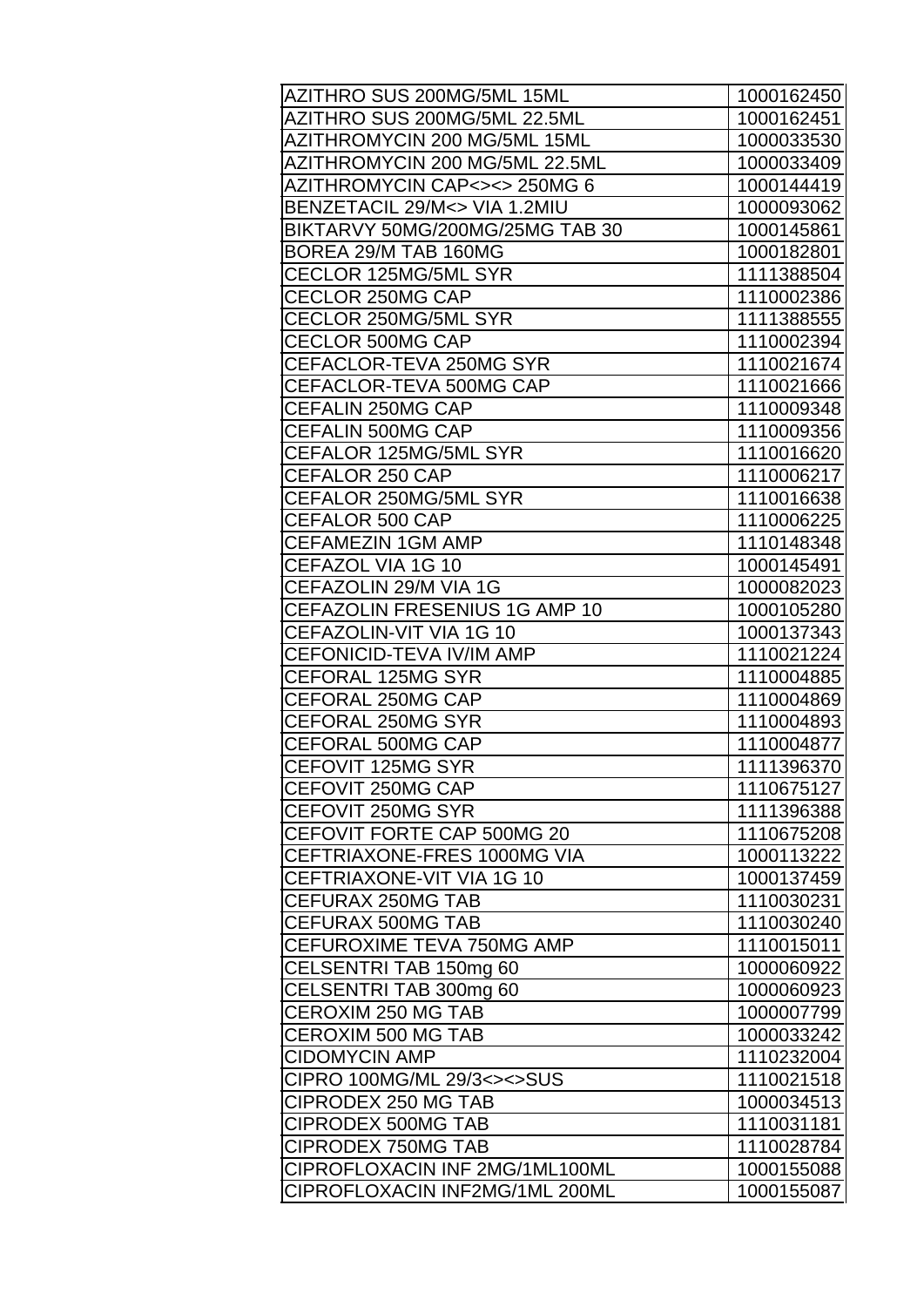| AZITHRO SUS 200MG/5ML 15ML | 1000162450 |
|---|---|
| AZITHRO SUS 200MG/5ML 22.5ML | 1000162451 |
| AZITHROMYCIN 200 MG/5ML 15ML | 1000033530 |
| AZITHROMYCIN 200 MG/5ML 22.5ML | 1000033409 |
| AZITHROMYCIN CAP<><> 250MG 6 | 1000144419 |
| BENZETACIL 29/M<> VIA 1.2MIU | 1000093062 |
| BIKTARVY 50MG/200MG/25MG TAB 30 | 1000145861 |
| BOREA 29/M TAB 160MG | 1000182801 |
| CECLOR 125MG/5ML SYR | 1111388504 |
| CECLOR 250MG CAP | 1110002386 |
| CECLOR 250MG/5ML SYR | 1111388555 |
| CECLOR 500MG CAP | 1110002394 |
| CEFACLOR-TEVA 250MG SYR | 1110021674 |
| CEFACLOR-TEVA 500MG CAP | 1110021666 |
| CEFALIN 250MG CAP | 1110009348 |
| CEFALIN 500MG CAP | 1110009356 |
| CEFALOR 125MG/5ML SYR | 1110016620 |
| CEFALOR 250 CAP | 1110006217 |
| CEFALOR 250MG/5ML SYR | 1110016638 |
| CEFALOR 500 CAP | 1110006225 |
| CEFAMEZIN 1GM AMP | 1110148348 |
| CEFAZOL VIA 1G 10 | 1000145491 |
| CEFAZOLIN 29/M VIA 1G | 1000082023 |
| CEFAZOLIN FRESENIUS 1G AMP 10 | 1000105280 |
| CEFAZOLIN-VIT VIA 1G 10 | 1000137343 |
| CEFONICID-TEVA IV/IM AMP | 1110021224 |
| CEFORAL 125MG SYR | 1110004885 |
| CEFORAL 250MG CAP | 1110004869 |
| CEFORAL 250MG SYR | 1110004893 |
| CEFORAL 500MG CAP | 1110004877 |
| CEFOVIT 125MG SYR | 1111396370 |
| CEFOVIT 250MG CAP | 1110675127 |
| CEFOVIT 250MG SYR | 1111396388 |
| CEFOVIT FORTE CAP 500MG 20 | 1110675208 |
| CEFTRIAXONE-FRES 1000MG VIA | 1000113222 |
| CEFTRIAXONE-VIT VIA 1G 10 | 1000137459 |
| CEFURAX 250MG TAB | 1110030231 |
| CEFURAX 500MG TAB | 1110030240 |
| CEFUROXIME TEVA 750MG AMP | 1110015011 |
| CELSENTRI TAB 150mg 60 | 1000060922 |
| CELSENTRI TAB 300mg 60 | 1000060923 |
| CEROXIM 250 MG TAB | 1000007799 |
| CEROXIM 500 MG TAB | 1000033242 |
| CIDOMYCIN AMP | 1110232004 |
| CIPRO 100MG/ML 29/3<><>SUS | 1110021518 |
| CIPRODEX 250 MG TAB | 1000034513 |
| CIPRODEX 500MG TAB | 1110031181 |
| CIPRODEX 750MG TAB | 1110028784 |
| CIPROFLOXACIN INF 2MG/1ML100ML | 1000155088 |
| CIPROFLOXACIN INF2MG/1ML 200ML | 1000155087 |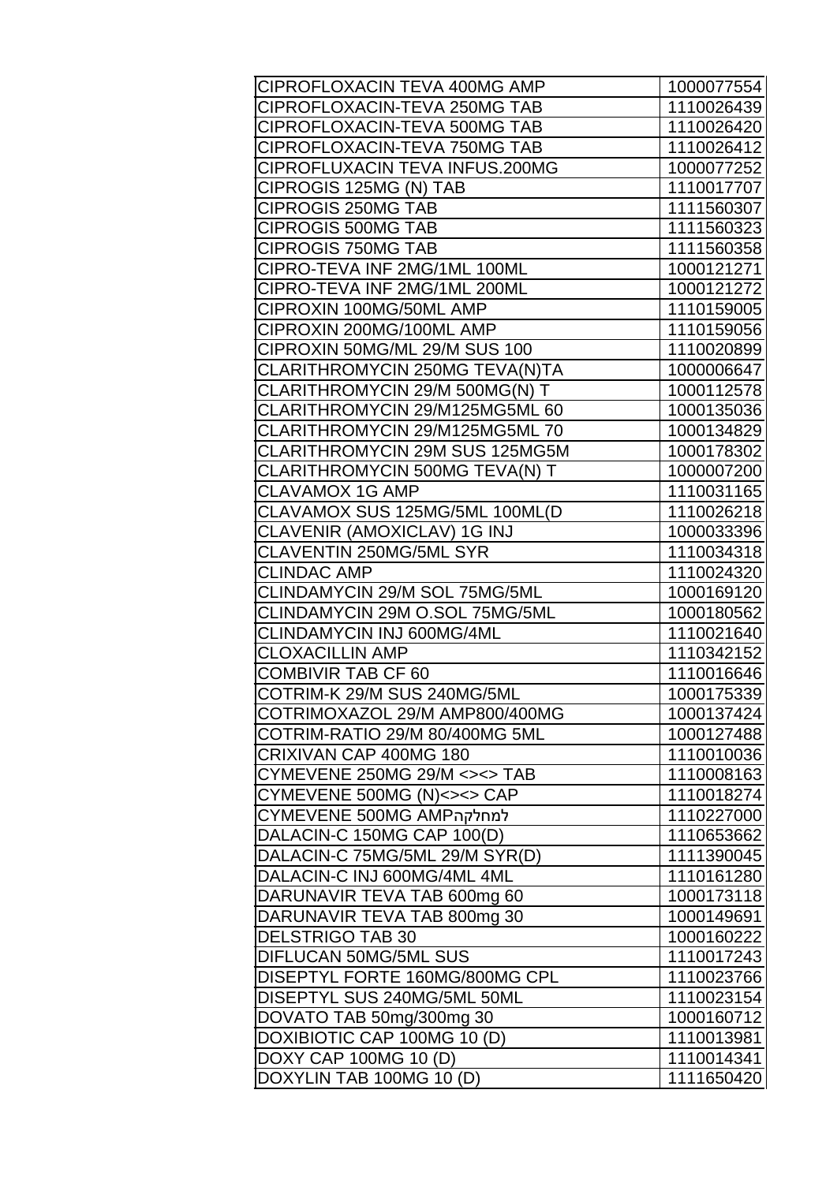| | |
|---|---|
| CIPROFLOXACIN TEVA 400MG AMP | 1000077554 |
| CIPROFLOXACIN-TEVA 250MG TAB | 1110026439 |
| CIPROFLOXACIN-TEVA 500MG TAB | 1110026420 |
| CIPROFLOXACIN-TEVA 750MG TAB | 1110026412 |
| CIPROFLUXACIN TEVA INFUS.200MG | 1000077252 |
| CIPROGIS 125MG (N) TAB | 1110017707 |
| CIPROGIS 250MG TAB | 1111560307 |
| CIPROGIS 500MG TAB | 1111560323 |
| CIPROGIS 750MG TAB | 1111560358 |
| CIPRO-TEVA INF 2MG/1ML 100ML | 1000121271 |
| CIPRO-TEVA INF 2MG/1ML 200ML | 1000121272 |
| CIPROXIN 100MG/50ML AMP | 1110159005 |
| CIPROXIN 200MG/100ML AMP | 1110159056 |
| CIPROXIN 50MG/ML 29/M SUS 100 | 1110020899 |
| CLARITHROMYCIN 250MG TEVA(N)TA | 1000006647 |
| CLARITHROMYCIN 29/M 500MG(N) T | 1000112578 |
| CLARITHROMYCIN 29/M125MG5ML 60 | 1000135036 |
| CLARITHROMYCIN 29/M125MG5ML 70 | 1000134829 |
| CLARITHROMYCIN 29M SUS 125MG5M | 1000178302 |
| CLARITHROMYCIN 500MG TEVA(N) T | 1000007200 |
| CLAVAMOX 1G AMP | 1110031165 |
| CLAVAMOX SUS 125MG/5ML 100ML(D | 1110026218 |
| CLAVENIR (AMOXICLAV) 1G INJ | 1000033396 |
| CLAVENTIN 250MG/5ML SYR | 1110034318 |
| CLINDAC AMP | 1110024320 |
| CLINDAMYCIN 29/M SOL 75MG/5ML | 1000169120 |
| CLINDAMYCIN 29M O.SOL 75MG/5ML | 1000180562 |
| CLINDAMYCIN INJ 600MG/4ML | 1110021640 |
| CLOXACILLIN AMP | 1110342152 |
| COMBIVIR TAB CF 60 | 1110016646 |
| COTRIM-K 29/M SUS 240MG/5ML | 1000175339 |
| COTRIMOXAZOL 29/M AMP800/400MG | 1000137424 |
| COTRIM-RATIO 29/M 80/400MG 5ML | 1000127488 |
| CRIXIVAN CAP 400MG 180 | 1110010036 |
| CYMEVENE 250MG 29/M <><> TAB | 1110008163 |
| CYMEVENE 500MG (N)<><> CAP | 1110018274 |
| CYMEVENE 500MG AMPלמחלקה | 1110227000 |
| DALACIN-C 150MG CAP 100(D) | 1110653662 |
| DALACIN-C 75MG/5ML 29/M SYR(D) | 1111390045 |
| DALACIN-C INJ 600MG/4ML 4ML | 1110161280 |
| DARUNAVIR TEVA TAB 600mg 60 | 1000173118 |
| DARUNAVIR TEVA TAB 800mg 30 | 1000149691 |
| DELSTRIGO TAB 30 | 1000160222 |
| DIFLUCAN 50MG/5ML SUS | 1110017243 |
| DISEPTYL FORTE 160MG/800MG CPL | 1110023766 |
| DISEPTYL SUS 240MG/5ML 50ML | 1110023154 |
| DOVATO TAB 50mg/300mg 30 | 1000160712 |
| DOXIBIOTIC CAP 100MG 10 (D) | 1110013981 |
| DOXY CAP 100MG 10 (D) | 1110014341 |
| DOXYLIN TAB 100MG 10 (D) | 1111650420 |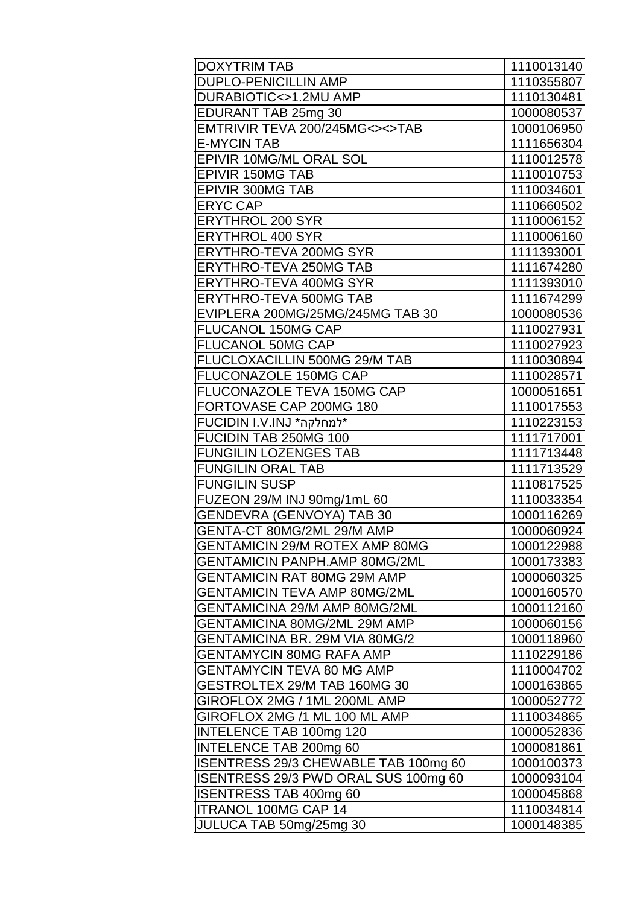| DOXYTRIM TAB | 1110013140 |
|---|---|
| DUPLO-PENICILLIN AMP | 1110355807 |
| DURABIOTIC<>1.2MU AMP | 1110130481 |
| EDURANT TAB 25mg 30 | 1000080537 |
| EMTRIVIR TEVA 200/245MG<><>TAB | 1000106950 |
| E-MYCIN TAB | 1111656304 |
| EPIVIR 10MG/ML ORAL SOL | 1110012578 |
| EPIVIR 150MG TAB | 1110010753 |
| EPIVIR 300MG TAB | 1110034601 |
| ERYC CAP | 1110660502 |
| ERYTHROL 200 SYR | 1110006152 |
| ERYTHROL 400 SYR | 1110006160 |
| ERYTHRO-TEVA 200MG SYR | 1111393001 |
| ERYTHRO-TEVA 250MG TAB | 1111674280 |
| ERYTHRO-TEVA 400MG SYR | 1111393010 |
| ERYTHRO-TEVA 500MG TAB | 1111674299 |
| EVIPLERA 200MG/25MG/245MG TAB 30 | 1000080536 |
| FLUCANOL 150MG CAP | 1110027931 |
| FLUCANOL 50MG CAP | 1110027923 |
| FLUCLOXACILLIN 500MG 29/M TAB | 1110030894 |
| FLUCONAZOLE 150MG CAP | 1110028571 |
| FLUCONAZOLE TEVA 150MG CAP | 1000051651 |
| FORTOVASE CAP 200MG 180 | 1110017553 |
| FUCIDIN I.V.INJ *למחלקה* | 1110223153 |
| FUCIDIN TAB 250MG 100 | 1111717001 |
| FUNGILIN LOZENGES TAB | 1111713448 |
| FUNGILIN ORAL TAB | 1111713529 |
| FUNGILIN SUSP | 1110817525 |
| FUZEON 29/M INJ 90mg/1mL 60 | 1110033354 |
| GENDEVRA (GENVOYA) TAB 30 | 1000116269 |
| GENTA-CT 80MG/2ML 29/M AMP | 1000060924 |
| GENTAMICIN 29/M ROTEX AMP 80MG | 1000122988 |
| GENTAMICIN PANPH.AMP 80MG/2ML | 1000173383 |
| GENTAMICIN RAT 80MG 29M AMP | 1000060325 |
| GENTAMICIN TEVA AMP 80MG/2ML | 1000160570 |
| GENTAMICINA 29/M AMP 80MG/2ML | 1000112160 |
| GENTAMICINA 80MG/2ML 29M AMP | 1000060156 |
| GENTAMICINA BR. 29M VIA 80MG/2 | 1000118960 |
| GENTAMYCIN 80MG RAFA AMP | 1110229186 |
| GENTAMYCIN TEVA 80 MG AMP | 1110004702 |
| GESTROLTEX 29/M TAB 160MG 30 | 1000163865 |
| GIROFLOX 2MG / 1ML 200ML AMP | 1000052772 |
| GIROFLOX 2MG /1 ML 100 ML AMP | 1110034865 |
| INTELENCE TAB 100mg 120 | 1000052836 |
| INTELENCE TAB 200mg 60 | 1000081861 |
| ISENTRESS 29/3 CHEWABLE TAB 100mg 60 | 1000100373 |
| ISENTRESS 29/3 PWD ORAL SUS 100mg 60 | 1000093104 |
| ISENTRESS TAB 400mg 60 | 1000045868 |
| ITRANOL 100MG CAP 14 | 1110034814 |
| JULUCA TAB 50mg/25mg 30 | 1000148385 |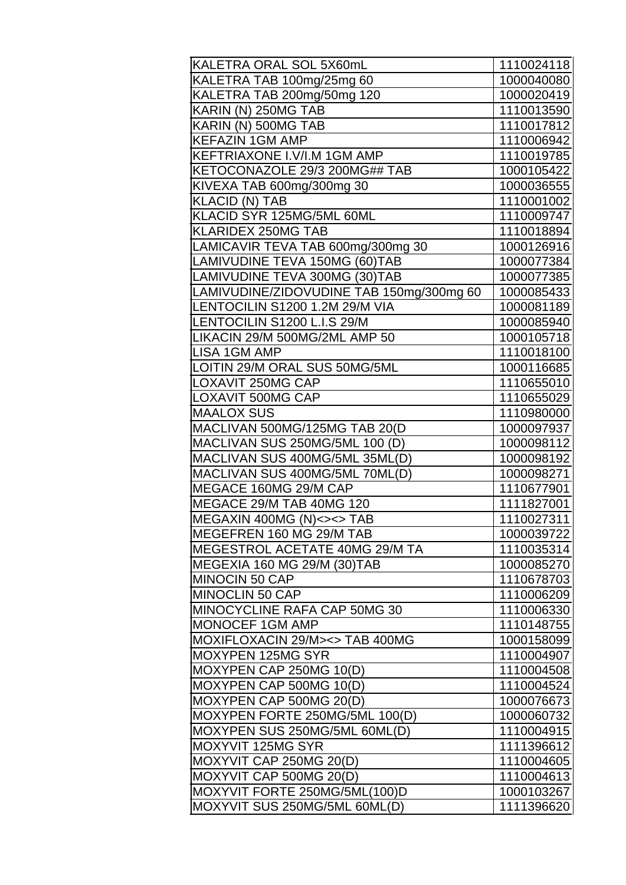| KALETRA ORAL SOL 5X60mL | 1110024118 |
|---|---|
| KALETRA TAB 100mg/25mg 60 | 1000040080 |
| KALETRA TAB 200mg/50mg 120 | 1000020419 |
| KARIN (N) 250MG TAB | 1110013590 |
| KARIN (N) 500MG TAB | 1110017812 |
| KEFAZIN 1GM AMP | 1110006942 |
| KEFTRIAXONE I.V/I.M 1GM AMP | 1110019785 |
| KETOCONAZOLE 29/3 200MG## TAB | 1000105422 |
| KIVEXA TAB 600mg/300mg 30 | 1000036555 |
| KLACID (N) TAB | 1110001002 |
| KLACID SYR 125MG/5ML 60ML | 1110009747 |
| KLARIDEX 250MG TAB | 1110018894 |
| LAMICAVIR TEVA TAB 600mg/300mg 30 | 1000126916 |
| LAMIVUDINE TEVA 150MG (60)TAB | 1000077384 |
| LAMIVUDINE TEVA 300MG (30)TAB | 1000077385 |
| LAMIVUDINE/ZIDOVUDINE TAB 150mg/300mg 60 | 1000085433 |
| LENTOCILIN S1200 1.2M 29/M VIA | 1000081189 |
| LENTOCILIN S1200 L.I.S 29/M | 1000085940 |
| LIKACIN 29/M 500MG/2ML AMP 50 | 1000105718 |
| LISA 1GM AMP | 1110018100 |
| LOITIN 29/M ORAL SUS 50MG/5ML | 1000116685 |
| LOXAVIT 250MG CAP | 1110655010 |
| LOXAVIT 500MG CAP | 1110655029 |
| MAALOX SUS | 1110980000 |
| MACLIVAN 500MG/125MG TAB 20(D | 1000097937 |
| MACLIVAN SUS 250MG/5ML 100 (D) | 1000098112 |
| MACLIVAN SUS 400MG/5ML 35ML(D) | 1000098192 |
| MACLIVAN SUS 400MG/5ML 70ML(D) | 1000098271 |
| MEGACE 160MG 29/M CAP | 1110677901 |
| MEGACE 29/M TAB 40MG 120 | 1111827001 |
| MEGAXIN 400MG (N)<><> TAB | 1110027311 |
| MEGEFREN 160 MG 29/M TAB | 1000039722 |
| MEGESTROL ACETATE 40MG 29/M TA | 1110035314 |
| MEGEXIA 160 MG 29/M (30)TAB | 1000085270 |
| MINOCIN 50 CAP | 1110678703 |
| MINOCLIN 50 CAP | 1110006209 |
| MINOCYCLINE RAFA CAP 50MG 30 | 1110006330 |
| MONOCEF 1GM AMP | 1110148755 |
| MOXIFLOXACIN 29/M><> TAB 400MG | 1000158099 |
| MOXYPEN 125MG SYR | 1110004907 |
| MOXYPEN CAP 250MG 10(D) | 1110004508 |
| MOXYPEN CAP 500MG 10(D) | 1110004524 |
| MOXYPEN CAP 500MG 20(D) | 1000076673 |
| MOXYPEN FORTE 250MG/5ML 100(D) | 1000060732 |
| MOXYPEN SUS 250MG/5ML 60ML(D) | 1110004915 |
| MOXYVIT 125MG SYR | 1111396612 |
| MOXYVIT CAP 250MG 20(D) | 1110004605 |
| MOXYVIT CAP 500MG 20(D) | 1110004613 |
| MOXYVIT FORTE 250MG/5ML(100)D | 1000103267 |
| MOXYVIT SUS 250MG/5ML 60ML(D) | 1111396620 |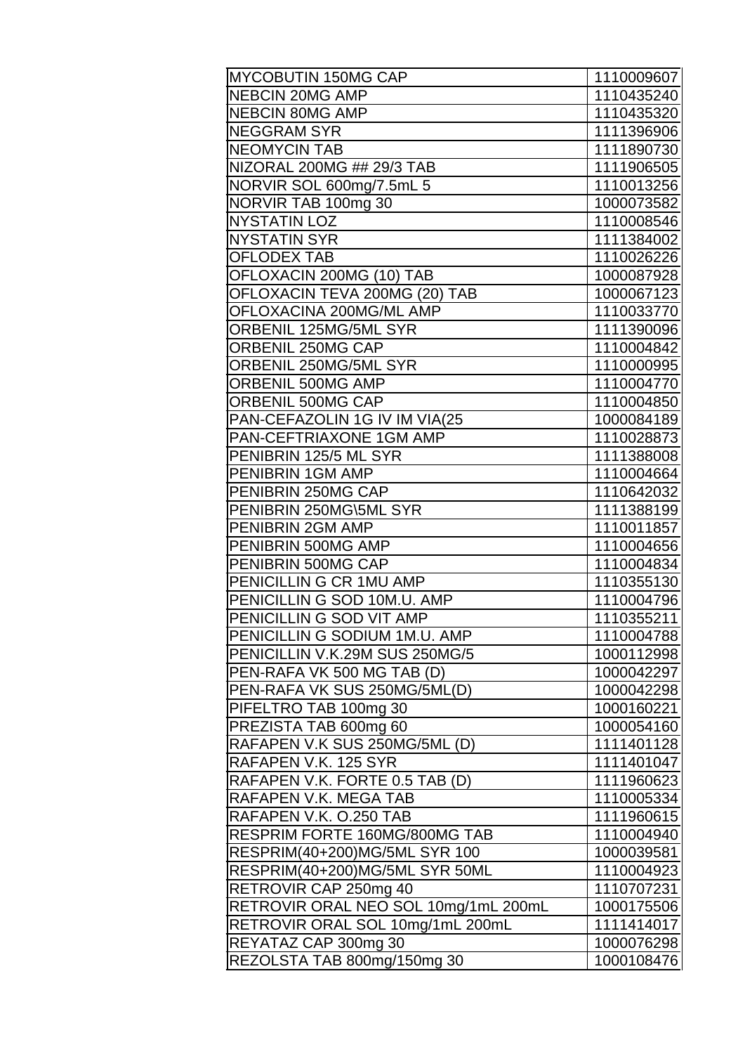| MYCOBUTIN 150MG CAP | 1110009607 |
|---|---|
| NEBCIN 20MG AMP | 1110435240 |
| NEBCIN 80MG AMP | 1110435320 |
| NEGGRAM SYR | 1111396906 |
| NEOMYCIN TAB | 1111890730 |
| NIZORAL 200MG ## 29/3 TAB | 1111906505 |
| NORVIR SOL 600mg/7.5mL 5 | 1110013256 |
| NORVIR TAB 100mg 30 | 1000073582 |
| NYSTATIN LOZ | 1110008546 |
| NYSTATIN SYR | 1111384002 |
| OFLODEX TAB | 1110026226 |
| OFLOXACIN 200MG (10) TAB | 1000087928 |
| OFLOXACIN TEVA 200MG (20) TAB | 1000067123 |
| OFLOXACINA 200MG/ML AMP | 1110033770 |
| ORBENIL 125MG/5ML SYR | 1111390096 |
| ORBENIL 250MG CAP | 1110004842 |
| ORBENIL 250MG/5ML SYR | 1110000995 |
| ORBENIL 500MG AMP | 1110004770 |
| ORBENIL 500MG CAP | 1110004850 |
| PAN-CEFAZOLIN 1G IV IM VIA(25 | 1000084189 |
| PAN-CEFTRIAXONE 1GM AMP | 1110028873 |
| PENIBRIN 125/5 ML SYR | 1111388008 |
| PENIBRIN 1GM AMP | 1110004664 |
| PENIBRIN 250MG CAP | 1110642032 |
| PENIBRIN 250MG\5ML SYR | 1111388199 |
| PENIBRIN 2GM AMP | 1110011857 |
| PENIBRIN 500MG AMP | 1110004656 |
| PENIBRIN 500MG CAP | 1110004834 |
| PENICILLIN G CR 1MU AMP | 1110355130 |
| PENICILLIN G SOD 10M.U. AMP | 1110004796 |
| PENICILLIN G SOD VIT AMP | 1110355211 |
| PENICILLIN G SODIUM 1M.U. AMP | 1110004788 |
| PENICILLIN V.K.29M SUS 250MG/5 | 1000112998 |
| PEN-RAFA VK 500 MG TAB (D) | 1000042297 |
| PEN-RAFA VK SUS 250MG/5ML(D) | 1000042298 |
| PIFELTRO TAB 100mg 30 | 1000160221 |
| PREZISTA TAB 600mg 60 | 1000054160 |
| RAFAPEN V.K SUS 250MG/5ML (D) | 1111401128 |
| RAFAPEN V.K. 125 SYR | 1111401047 |
| RAFAPEN V.K. FORTE 0.5 TAB (D) | 1111960623 |
| RAFAPEN V.K. MEGA TAB | 1110005334 |
| RAFAPEN V.K. O.250 TAB | 1111960615 |
| RESPRIM FORTE 160MG/800MG TAB | 1110004940 |
| RESPRIM(40+200)MG/5ML SYR 100 | 1000039581 |
| RESPRIM(40+200)MG/5ML SYR 50ML | 1110004923 |
| RETROVIR CAP 250mg 40 | 1110707231 |
| RETROVIR ORAL NEO SOL 10mg/1mL 200mL | 1000175506 |
| RETROVIR ORAL SOL 10mg/1mL 200mL | 1111414017 |
| REYATAZ CAP 300mg 30 | 1000076298 |
| REZOLSTA TAB 800mg/150mg 30 | 1000108476 |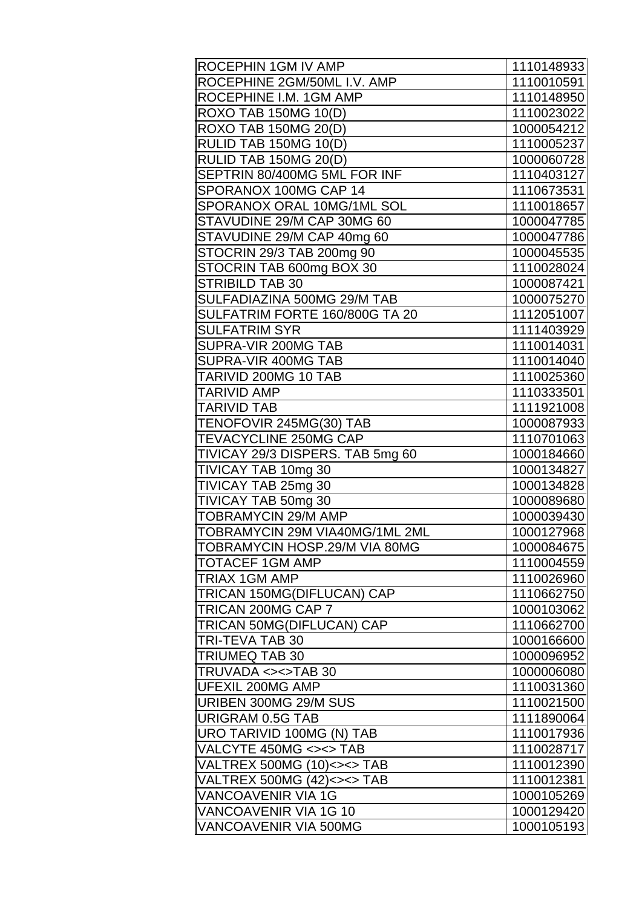| | |
|---|---|
| ROCEPHIN 1GM IV AMP | 1110148933 |
| ROCEPHINE 2GM/50ML I.V. AMP | 1110010591 |
| ROCEPHINE I.M. 1GM AMP | 1110148950 |
| ROXO TAB 150MG 10(D) | 1110023022 |
| ROXO TAB 150MG 20(D) | 1000054212 |
| RULID TAB 150MG 10(D) | 1110005237 |
| RULID TAB 150MG 20(D) | 1000060728 |
| SEPTRIN 80/400MG 5ML FOR INF | 1110403127 |
| SPORANOX 100MG CAP 14 | 1110673531 |
| SPORANOX ORAL 10MG/1ML SOL | 1110018657 |
| STAVUDINE 29/M CAP 30MG 60 | 1000047785 |
| STAVUDINE 29/M CAP 40mg 60 | 1000047786 |
| STOCRIN 29/3 TAB 200mg 90 | 1000045535 |
| STOCRIN TAB 600mg BOX 30 | 1110028024 |
| STRIBILD TAB 30 | 1000087421 |
| SULFADIAZINA 500MG 29/M TAB | 1000075270 |
| SULFATRIM FORTE 160/800G TA 20 | 1112051007 |
| SULFATRIM SYR | 1111403929 |
| SUPRA-VIR 200MG TAB | 1110014031 |
| SUPRA-VIR 400MG TAB | 1110014040 |
| TARIVID 200MG 10 TAB | 1110025360 |
| TARIVID AMP | 1110333501 |
| TARIVID TAB | 1111921008 |
| TENOFOVIR 245MG(30) TAB | 1000087933 |
| TEVACYCLINE 250MG CAP | 1110701063 |
| TIVICAY 29/3 DISPERS. TAB 5mg 60 | 1000184660 |
| TIVICAY TAB 10mg 30 | 1000134827 |
| TIVICAY TAB 25mg 30 | 1000134828 |
| TIVICAY TAB 50mg 30 | 1000089680 |
| TOBRAMYCIN 29/M AMP | 1000039430 |
| TOBRAMYCIN 29M VIA40MG/1ML 2ML | 1000127968 |
| TOBRAMYCIN HOSP.29/M VIA 80MG | 1000084675 |
| TOTACEF 1GM AMP | 1110004559 |
| TRIAX 1GM AMP | 1110026960 |
| TRICAN 150MG(DIFLUCAN) CAP | 1110662750 |
| TRICAN 200MG CAP 7 | 1000103062 |
| TRICAN 50MG(DIFLUCAN) CAP | 1110662700 |
| TRI-TEVA TAB 30 | 1000166600 |
| TRIUMEQ TAB 30 | 1000096952 |
| TRUVADA <><>TAB 30 | 1000006080 |
| UFEXIL 200MG AMP | 1110031360 |
| URIBEN 300MG 29/M SUS | 1110021500 |
| URIGRAM 0.5G TAB | 1111890064 |
| URO TARIVID 100MG (N) TAB | 1110017936 |
| VALCYTE 450MG <><> TAB | 1110028717 |
| VALTREX 500MG (10)<><> TAB | 1110012390 |
| VALTREX 500MG (42)<><> TAB | 1110012381 |
| VANCOAVENIR VIA 1G | 1000105269 |
| VANCOAVENIR VIA 1G 10 | 1000129420 |
| VANCOAVENIR VIA 500MG | 1000105193 |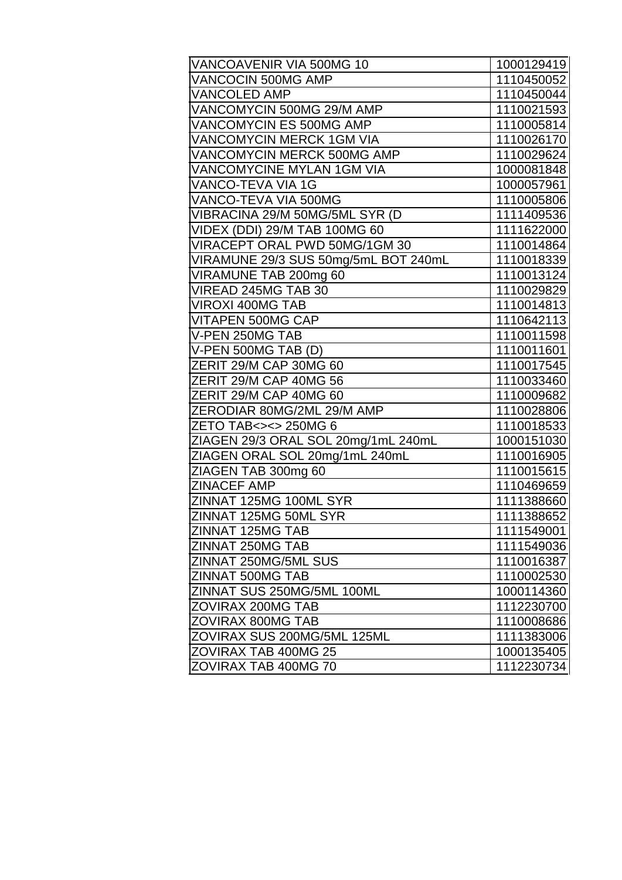| | |
|---|---|
| VANCOAVENIR VIA 500MG 10 | 1000129419 |
| VANCOCIN 500MG AMP | 1110450052 |
| VANCOLED AMP | 1110450044 |
| VANCOMYCIN 500MG 29/M AMP | 1110021593 |
| VANCOMYCIN ES 500MG AMP | 1110005814 |
| VANCOMYCIN MERCK 1GM VIA | 1110026170 |
| VANCOMYCIN MERCK 500MG AMP | 1110029624 |
| VANCOMYCINE MYLAN 1GM VIA | 1000081848 |
| VANCO-TEVA VIA 1G | 1000057961 |
| VANCO-TEVA VIA 500MG | 1110005806 |
| VIBRACINA 29/M 50MG/5ML SYR (D | 1111409536 |
| VIDEX (DDI) 29/M TAB 100MG 60 | 1111622000 |
| VIRACEPT ORAL PWD 50MG/1GM 30 | 1110014864 |
| VIRAMUNE 29/3 SUS 50mg/5mL BOT 240mL | 1110018339 |
| VIRAMUNE TAB 200mg 60 | 1110013124 |
| VIREAD 245MG TAB 30 | 1110029829 |
| VIROXI 400MG TAB | 1110014813 |
| VITAPEN 500MG CAP | 1110642113 |
| V-PEN 250MG TAB | 1110011598 |
| V-PEN 500MG TAB (D) | 1110011601 |
| ZERIT 29/M CAP 30MG 60 | 1110017545 |
| ZERIT 29/M CAP 40MG 56 | 1110033460 |
| ZERIT 29/M CAP 40MG 60 | 1110009682 |
| ZERODIAR 80MG/2ML 29/M AMP | 1110028806 |
| ZETO TAB<><> 250MG 6 | 1110018533 |
| ZIAGEN 29/3 ORAL SOL 20mg/1mL 240mL | 1000151030 |
| ZIAGEN ORAL SOL 20mg/1mL 240mL | 1110016905 |
| ZIAGEN TAB 300mg 60 | 1110015615 |
| ZINACEF AMP | 1110469659 |
| ZINNAT 125MG 100ML SYR | 1111388660 |
| ZINNAT 125MG 50ML SYR | 1111388652 |
| ZINNAT 125MG TAB | 1111549001 |
| ZINNAT 250MG TAB | 1111549036 |
| ZINNAT 250MG/5ML SUS | 1110016387 |
| ZINNAT 500MG TAB | 1110002530 |
| ZINNAT SUS 250MG/5ML 100ML | 1000114360 |
| ZOVIRAX 200MG TAB | 1112230700 |
| ZOVIRAX 800MG TAB | 1110008686 |
| ZOVIRAX SUS 200MG/5ML 125ML | 1111383006 |
| ZOVIRAX TAB 400MG 25 | 1000135405 |
| ZOVIRAX TAB 400MG 70 | 1112230734 |